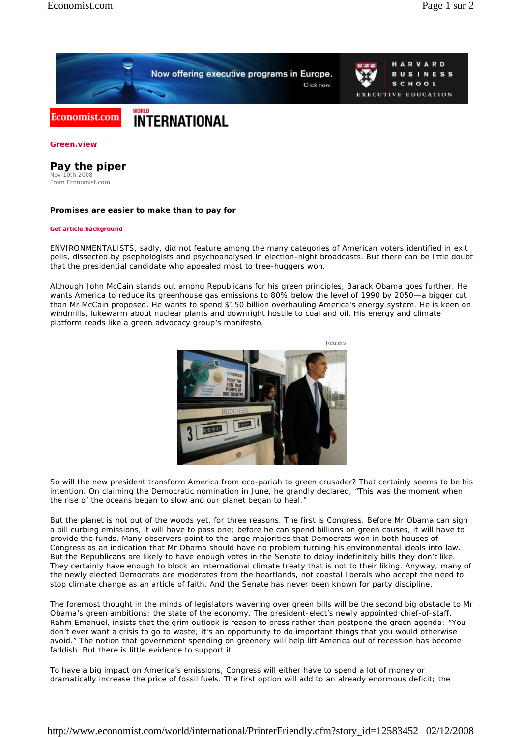WORLD

# INTERNATIONAL

**Green.view**

## Pay the piper

Nov 10th 2008
From Economist.com

**Promises are easier to make than to pay for**

Get article background

ENVIRONMENTALISTS, sadly, did not feature among the many categories of American voters identified in exit polls, dissected by psephologists and psychoanalysed in election-night broadcasts. But there can be little doubt that the presidential candidate who appealed most to tree-huggers won.

Although John McCain stands out among Republicans for his green principles, Barack Obama goes further. He wants America to reduce its greenhouse gas emissions to 80% below the level of 1990 by 2050—a bigger cut than Mr McCain proposed. He wants to spend $150 billion overhauling America's energy system. He is keen on windmills, lukewarm about nuclear plants and downright hostile to coal and oil. His energy and climate platform reads like a green advocacy group's manifesto.

Reuters

So will the new president transform America from eco-pariah to green crusader? That certainly seems to be his intention. On claiming the Democratic nomination in June, he grandly declared, "This was the moment when the rise of the oceans began to slow and our planet began to heal."

But the planet is not out of the woods yet, for three reasons. The first is Congress. Before Mr Obama can sign a bill curbing emissions, it will have to pass one; before he can spend billions on green causes, it will have to provide the funds. Many observers point to the large majorities that Democrats won in both houses of Congress as an indication that Mr Obama should have no problem turning his environmental ideals into law. But the Republicans are likely to have enough votes in the Senate to delay indefinitely bills they don't like. They certainly have enough to block an international climate treaty that is not to their liking. Anyway, many of the newly elected Democrats are moderates from the heartlands, not coastal liberals who accept the need to stop climate change as an article of faith. And the Senate has never been known for party discipline.

The foremost thought in the minds of legislators wavering over green bills will be the second big obstacle to Mr Obama's green ambitions: the state of the economy. The president-elect's newly appointed chief-of-staff, Rahm Emanuel, insists that the grim outlook is reason to press rather than postpone the green agenda: "You don't ever want a crisis to go to waste; it's an opportunity to do important things that you would otherwise avoid." The notion that government spending on greenery will help lift America out of recession has become faddish. But there is little evidence to support it.

To have a big impact on America's emissions, Congress will either have to spend a lot of money or dramatically increase the price of fossil fuels. The first option will add to an already enormous deficit; the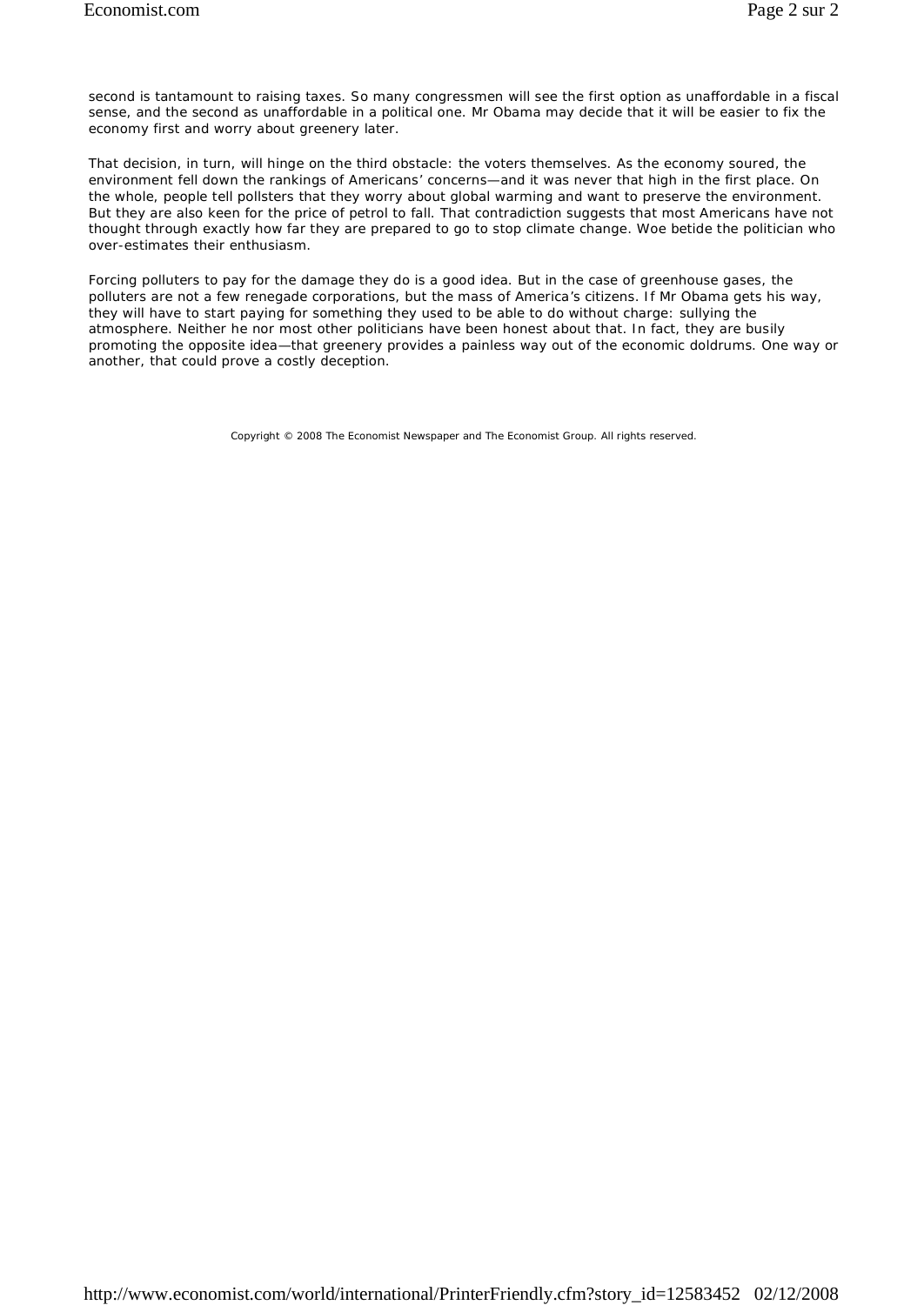second is tantamount to raising taxes. So many congressmen will see the first option as unaffordable in a fiscal sense, and the second as unaffordable in a political one. Mr Obama may decide that it will be easier to fix the economy first and worry about greenery later.

That decision, in turn, will hinge on the third obstacle: the voters themselves. As the economy soured, the environment fell down the rankings of Americans' concerns—and it was never that high in the first place. On the whole, people tell pollsters that they worry about global warming and want to preserve the environment. But they are also keen for the price of petrol to fall. That contradiction suggests that most Americans have not thought through exactly how far they are prepared to go to stop climate change. Woe betide the politician who over-estimates their enthusiasm.

Forcing polluters to pay for the damage they do is a good idea. But in the case of greenhouse gases, the polluters are not a few renegade corporations, but the mass of America's citizens. If Mr Obama gets his way, they will have to start paying for something they used to be able to do without charge: sullying the atmosphere. Neither he nor most other politicians have been honest about that. In fact, they are busily promoting the opposite idea—that greenery provides a painless way out of the economic doldrums. One way or another, that could prove a costly deception.

Copyright © 2008 The Economist Newspaper and The Economist Group. All rights reserved.